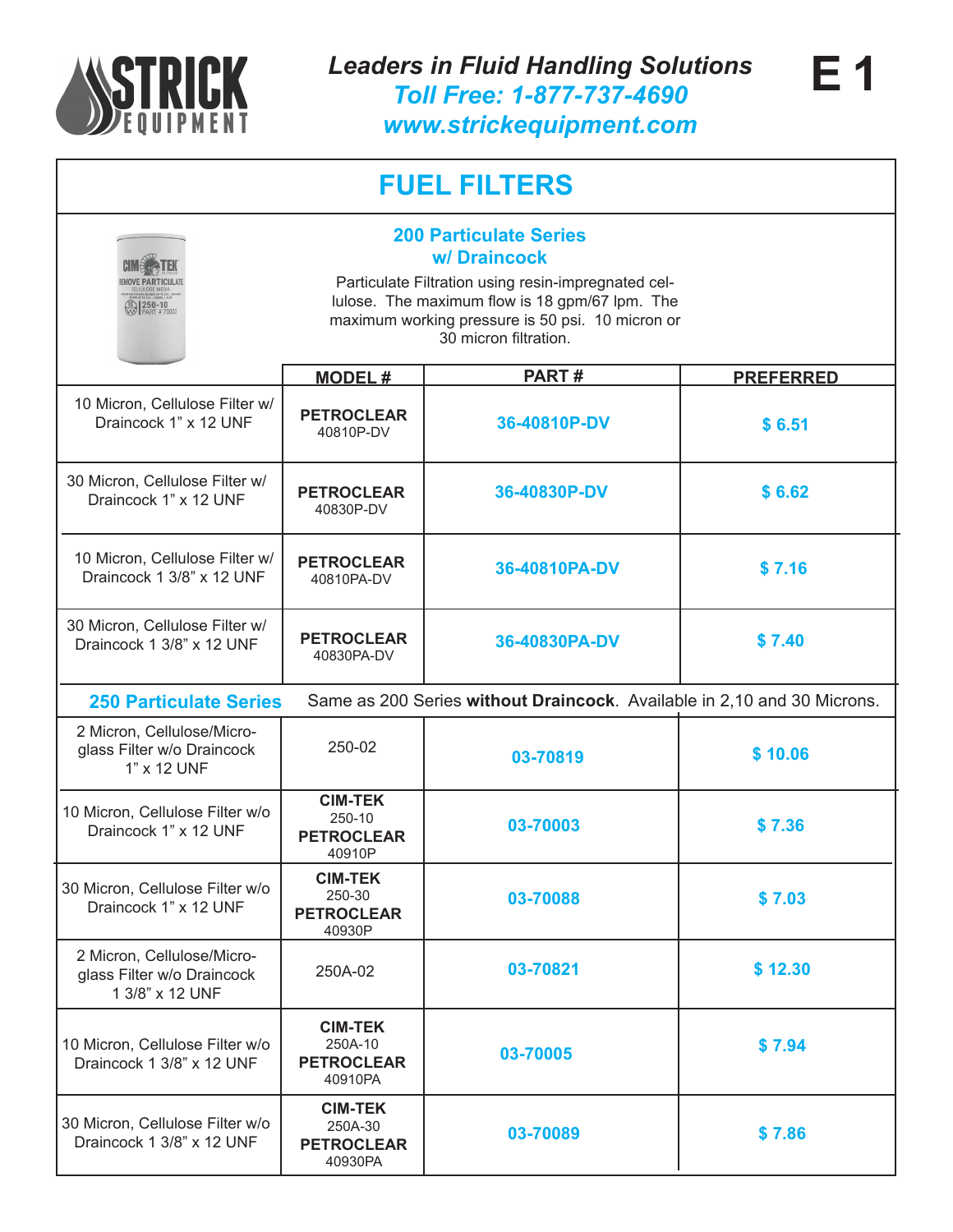STRICK EQUIPMENT

*Leaders in Fluid Handling Solutions*
*Toll Free: 1-877-737-4690*
*www.strickequipment.com*

**E 1**

# FUEL FILTERS

## 200 Particulate Series w/ Draincock

Particulate Filtration using resin-impregnated cellulose. The maximum flow is 18 gpm/67 lpm. The maximum working pressure is 50 psi. 10 micron or 30 micron filtration.

| | MODEL # | PART # | PREFERRED |
|---|---|---|---|
| 10 Micron, Cellulose Filter w/ Draincock 1" x 12 UNF | **PETROCLEAR** 40810P-DV | 36-40810P-DV | $ 6.51 |
| 30 Micron, Cellulose Filter w/ Draincock 1" x 12 UNF | **PETROCLEAR** 40830P-DV | 36-40830P-DV | $ 6.62 |
| 10 Micron, Cellulose Filter w/ Draincock 1 3/8" x 12 UNF | **PETROCLEAR** 40810PA-DV | 36-40810PA-DV | $ 7.16 |
| 30 Micron, Cellulose Filter w/ Draincock 1 3/8" x 12 UNF | **PETROCLEAR** 40830PA-DV | 36-40830PA-DV | $ 7.40 |
| **250 Particulate Series** | Same as 200 Series **without Draincock**. Available in 2,10 and 30 Microns. | | |
| 2 Micron, Cellulose/Micro-glass Filter w/o Draincock 1" x 12 UNF | 250-02 | 03-70819 | $ 10.06 |
| 10 Micron, Cellulose Filter w/o Draincock 1" x 12 UNF | **CIM-TEK** 250-10 **PETROCLEAR** 40910P | 03-70003 | $ 7.36 |
| 30 Micron, Cellulose Filter w/o Draincock 1" x 12 UNF | **CIM-TEK** 250-30 **PETROCLEAR** 40930P | 03-70088 | $ 7.03 |
| 2 Micron, Cellulose/Micro-glass Filter w/o Draincock 1 3/8" x 12 UNF | 250A-02 | 03-70821 | $ 12.30 |
| 10 Micron, Cellulose Filter w/o Draincock 1 3/8" x 12 UNF | **CIM-TEK** 250A-10 **PETROCLEAR** 40910PA | 03-70005 | $ 7.94 |
| 30 Micron, Cellulose Filter w/o Draincock 1 3/8" x 12 UNF | **CIM-TEK** 250A-30 **PETROCLEAR** 40930PA | 03-70089 | $ 7.86 |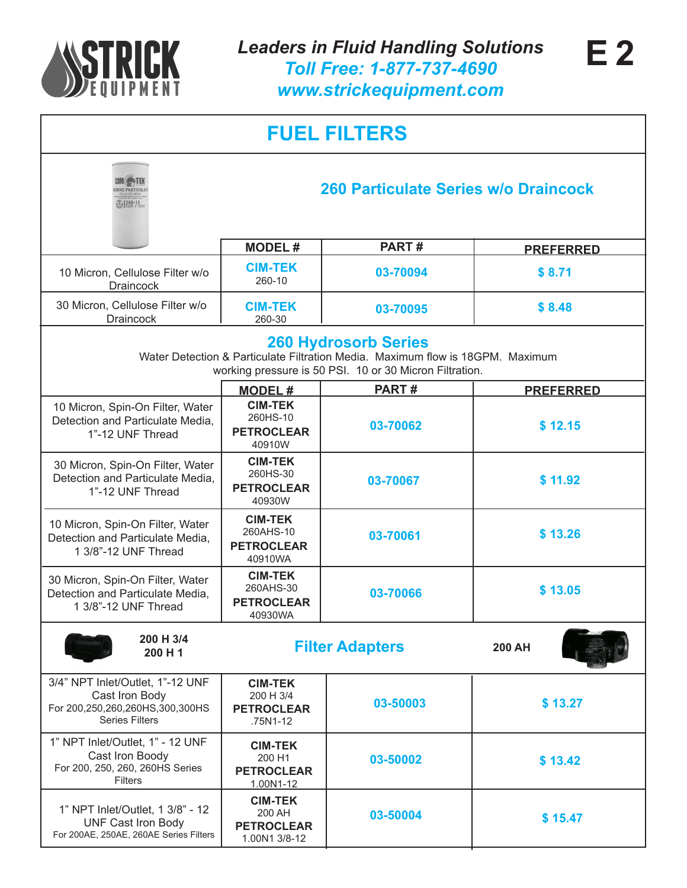# FUEL FILTERS

## 260 Particulate Series w/o Draincock

| | MODEL # | PART # | PREFERRED |
|---|---|---|---|
| 10 Micron, Cellulose Filter w/o Draincock | CIM-TEK 260-10 | 03-70094 | $ 8.71 |
| 30 Micron, Cellulose Filter w/o Draincock | CIM-TEK 260-30 | 03-70095 | $ 8.48 |

## 260 Hydrosorb Series

Water Detection & Particulate Filtration Media. Maximum flow is 18GPM. Maximum working pressure is 50 PSI. 10 or 30 Micron Filtration.

| | MODEL # | PART # | PREFERRED |
|---|---|---|---|
| 10 Micron, Spin-On Filter, Water Detection and Particulate Media, 1"-12 UNF Thread | CIM-TEK 260HS-10 PETROCLEAR 40910W | 03-70062 | $ 12.15 |
| 30 Micron, Spin-On Filter, Water Detection and Particulate Media, 1"-12 UNF Thread | CIM-TEK 260HS-30 PETROCLEAR 40930W | 03-70067 | $ 11.92 |
| 10 Micron, Spin-On Filter, Water Detection and Particulate Media, 1 3/8"-12 UNF Thread | CIM-TEK 260AHS-10 PETROCLEAR 40910WA | 03-70061 | $ 13.26 |
| 30 Micron, Spin-On Filter, Water Detection and Particulate Media, 1 3/8"-12 UNF Thread | CIM-TEK 260AHS-30 PETROCLEAR 40930WA | 03-70066 | $ 13.05 |

## Filter Adapters

200 H 3/4
200 H 1

200 AH

| | MODEL # | PART # | PREFERRED |
|---|---|---|---|
| 3/4" NPT Inlet/Outlet, 1"-12 UNF Cast Iron Body For 200,250,260,260HS,300,300HS Series Filters | CIM-TEK 200 H 3/4 PETROCLEAR .75N1-12 | 03-50003 | $ 13.27 |
| 1" NPT Inlet/Outlet, 1" - 12 UNF Cast Iron Boody For 200, 250, 260, 260HS Series Filters | CIM-TEK 200 H1 PETROCLEAR 1.00N1-12 | 03-50002 | $ 13.42 |
| 1" NPT Inlet/Outlet, 1 3/8" - 12 UNF Cast Iron Body For 200AE, 250AE, 260AE Series Filters | CIM-TEK 200 AH PETROCLEAR 1.00N1 3/8-12 | 03-50004 | $ 15.47 |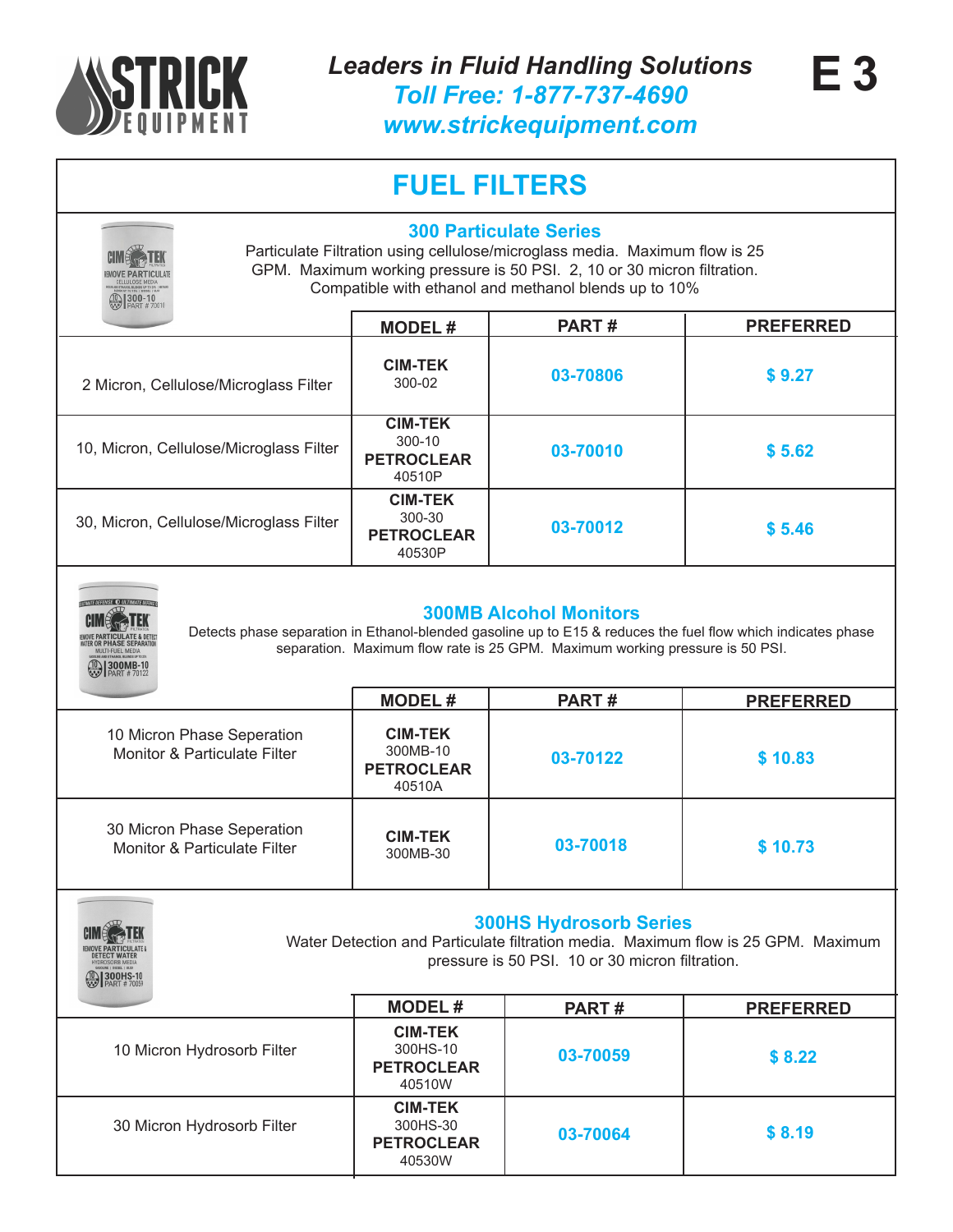# FUEL FILTERS

## 300 Particulate Series

Particulate Filtration using cellulose/microglass media. Maximum flow is 25 GPM. Maximum working pressure is 50 PSI. 2, 10 or 30 micron filtration. Compatible with ethanol and methanol blends up to 10%

| | MODEL # | PART # | PREFERRED |
|---|---|---|---|
| 2 Micron, Cellulose/Microglass Filter | **CIM-TEK** 300-02 | 03-70806 | $ 9.27 |
| 10, Micron, Cellulose/Microglass Filter | **CIM-TEK** 300-10 **PETROCLEAR** 40510P | 03-70010 | $ 5.62 |
| 30, Micron, Cellulose/Microglass Filter | **CIM-TEK** 300-30 **PETROCLEAR** 40530P | 03-70012 | $ 5.46 |

## 300MB Alcohol Monitors

Detects phase separation in Ethanol-blended gasoline up to E15 & reduces the fuel flow which indicates phase separation. Maximum flow rate is 25 GPM. Maximum working pressure is 50 PSI.

| | MODEL # | PART # | PREFERRED |
|---|---|---|---|
| 10 Micron Phase Seperation Monitor & Particulate Filter | **CIM-TEK** 300MB-10 **PETROCLEAR** 40510A | 03-70122 | $ 10.83 |
| 30 Micron Phase Seperation Monitor & Particulate Filter | **CIM-TEK** 300MB-30 | 03-70018 | $ 10.73 |

## 300HS Hydrosorb Series

Water Detection and Particulate filtration media. Maximum flow is 25 GPM. Maximum pressure is 50 PSI. 10 or 30 micron filtration.

| | MODEL # | PART # | PREFERRED |
|---|---|---|---|
| 10 Micron Hydrosorb Filter | **CIM-TEK** 300HS-10 **PETROCLEAR** 40510W | 03-70059 | $ 8.22 |
| 30 Micron Hydrosorb Filter | **CIM-TEK** 300HS-30 **PETROCLEAR** 40530W | 03-70064 | $ 8.19 |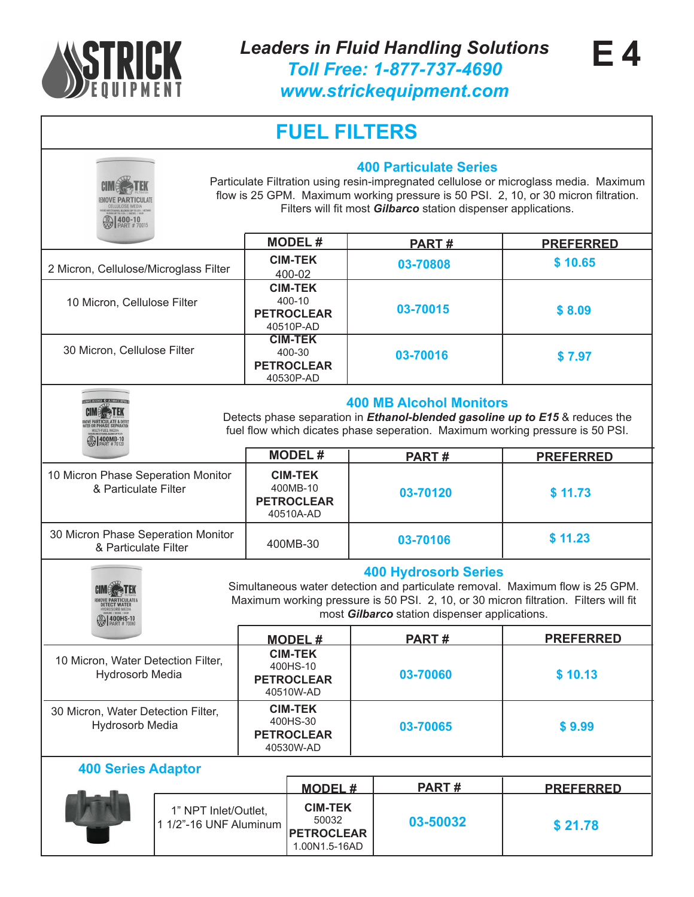# FUEL FILTERS

## 400 Particulate Series

Particulate Filtration using resin-impregnated cellulose or microglass media. Maximum flow is 25 GPM. Maximum working pressure is 50 PSI. 2, 10, or 30 micron filtration. Filters will fit most ***Gilbarco*** station dispenser applications.

| | MODEL # | PART # | PREFERRED |
|---|---|---|---|
| 2 Micron, Cellulose/Microglass Filter | **CIM-TEK** 400-02 | 03-70808 | $ 10.65 |
| 10 Micron, Cellulose Filter | **CIM-TEK** 400-10 **PETROCLEAR** 40510P-AD | 03-70015 | $ 8.09 |
| 30 Micron, Cellulose Filter | **CIM-TEK** 400-30 **PETROCLEAR** 40530P-AD | 03-70016 | $ 7.97 |

## 400 MB Alcohol Monitors

Detects phase separation in ***Ethanol-blended gasoline up to E15*** & reduces the fuel flow which dicates phase seperation. Maximum working pressure is 50 PSI.

| | MODEL # | PART # | PREFERRED |
|---|---|---|---|
| 10 Micron Phase Seperation Monitor & Particulate Filter | **CIM-TEK** 400MB-10 **PETROCLEAR** 40510A-AD | 03-70120 | $ 11.73 |
| 30 Micron Phase Seperation Monitor & Particulate Filter | 400MB-30 | 03-70106 | $ 11.23 |

## 400 Hydrosorb Series

Simultaneous water detection and particulate removal. Maximum flow is 25 GPM. Maximum working pressure is 50 PSI. 2, 10, or 30 micron filtration. Filters will fit most ***Gilbarco*** station dispenser applications.

| | MODEL # | PART # | PREFERRED |
|---|---|---|---|
| 10 Micron, Water Detection Filter, Hydrosorb Media | **CIM-TEK** 400HS-10 **PETROCLEAR** 40510W-AD | 03-70060 | $ 10.13 |
| 30 Micron, Water Detection Filter, Hydrosorb Media | **CIM-TEK** 400HS-30 **PETROCLEAR** 40530W-AD | 03-70065 | $ 9.99 |

## 400 Series Adaptor

| | MODEL # | PART # | PREFERRED |
|---|---|---|---|
| 1" NPT Inlet/Outlet, 1 1/2"-16 UNF Aluminum | **CIM-TEK** 50032 **PETROCLEAR** 1.00N1.5-16AD | 03-50032 | $ 21.78 |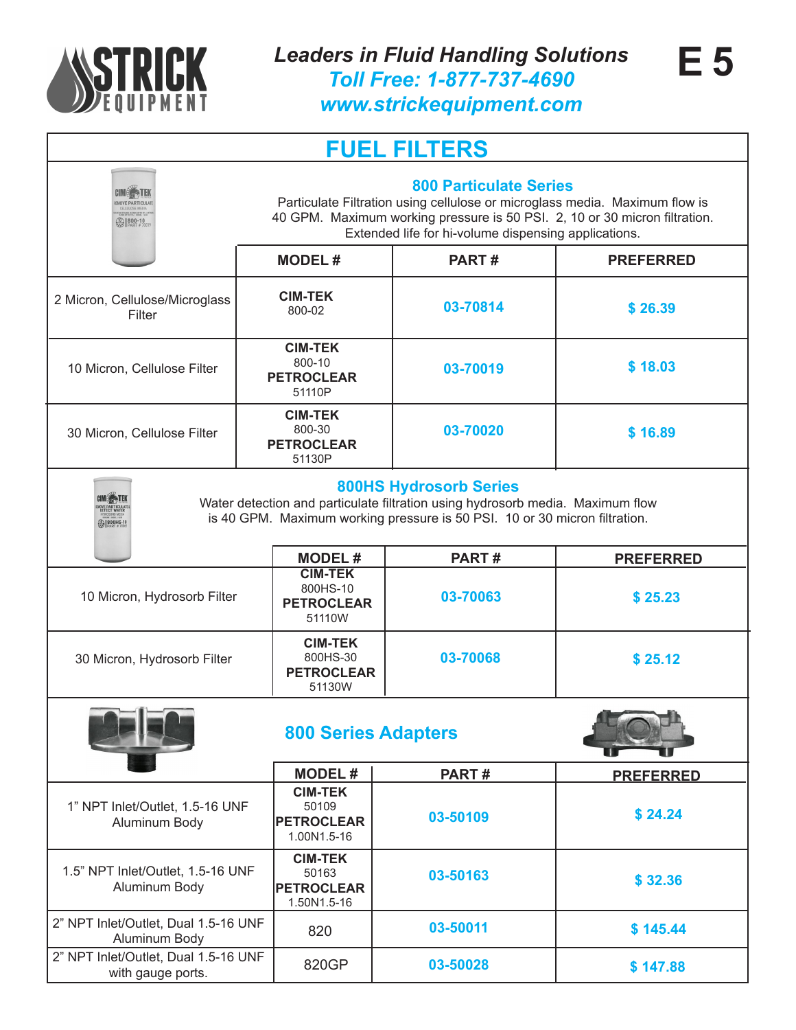Leaders in Fluid Handling Solutions
Toll Free: 1-877-737-4690
www.strickequipment.com

E 5

# FUEL FILTERS

## 800 Particulate Series

Particulate Filtration using cellulose or microglass media. Maximum flow is 40 GPM. Maximum working pressure is 50 PSI. 2, 10 or 30 micron filtration. Extended life for hi-volume dispensing applications.

| | MODEL # | PART # | PREFERRED |
|---|---|---|---|
| 2 Micron, Cellulose/Microglass Filter | **CIM-TEK** 800-02 | 03-70814 | $ 26.39 |
| 10 Micron, Cellulose Filter | **CIM-TEK** 800-10 **PETROCLEAR** 51110P | 03-70019 | $ 18.03 |
| 30 Micron, Cellulose Filter | **CIM-TEK** 800-30 **PETROCLEAR** 51130P | 03-70020 | $ 16.89 |

## 800HS Hydrosorb Series

Water detection and particulate filtration using hydrosorb media. Maximum flow is 40 GPM. Maximum working pressure is 50 PSI. 10 or 30 micron filtration.

| | MODEL # | PART # | PREFERRED |
|---|---|---|---|
| 10 Micron, Hydrosorb Filter | **CIM-TEK** 800HS-10 **PETROCLEAR** 51110W | 03-70063 | $ 25.23 |
| 30 Micron, Hydrosorb Filter | **CIM-TEK** 800HS-30 **PETROCLEAR** 51130W | 03-70068 | $ 25.12 |

## 800 Series Adapters

| | MODEL # | PART # | PREFERRED |
|---|---|---|---|
| 1" NPT Inlet/Outlet, 1.5-16 UNF Aluminum Body | **CIM-TEK** 50109 **PETROCLEAR** 1.00N1.5-16 | 03-50109 | $ 24.24 |
| 1.5" NPT Inlet/Outlet, 1.5-16 UNF Aluminum Body | **CIM-TEK** 50163 **PETROCLEAR** 1.50N1.5-16 | 03-50163 | $ 32.36 |
| 2" NPT Inlet/Outlet, Dual 1.5-16 UNF Aluminum Body | 820 | 03-50011 | $ 145.44 |
| 2" NPT Inlet/Outlet, Dual 1.5-16 UNF with gauge ports. | 820GP | 03-50028 | $ 147.88 |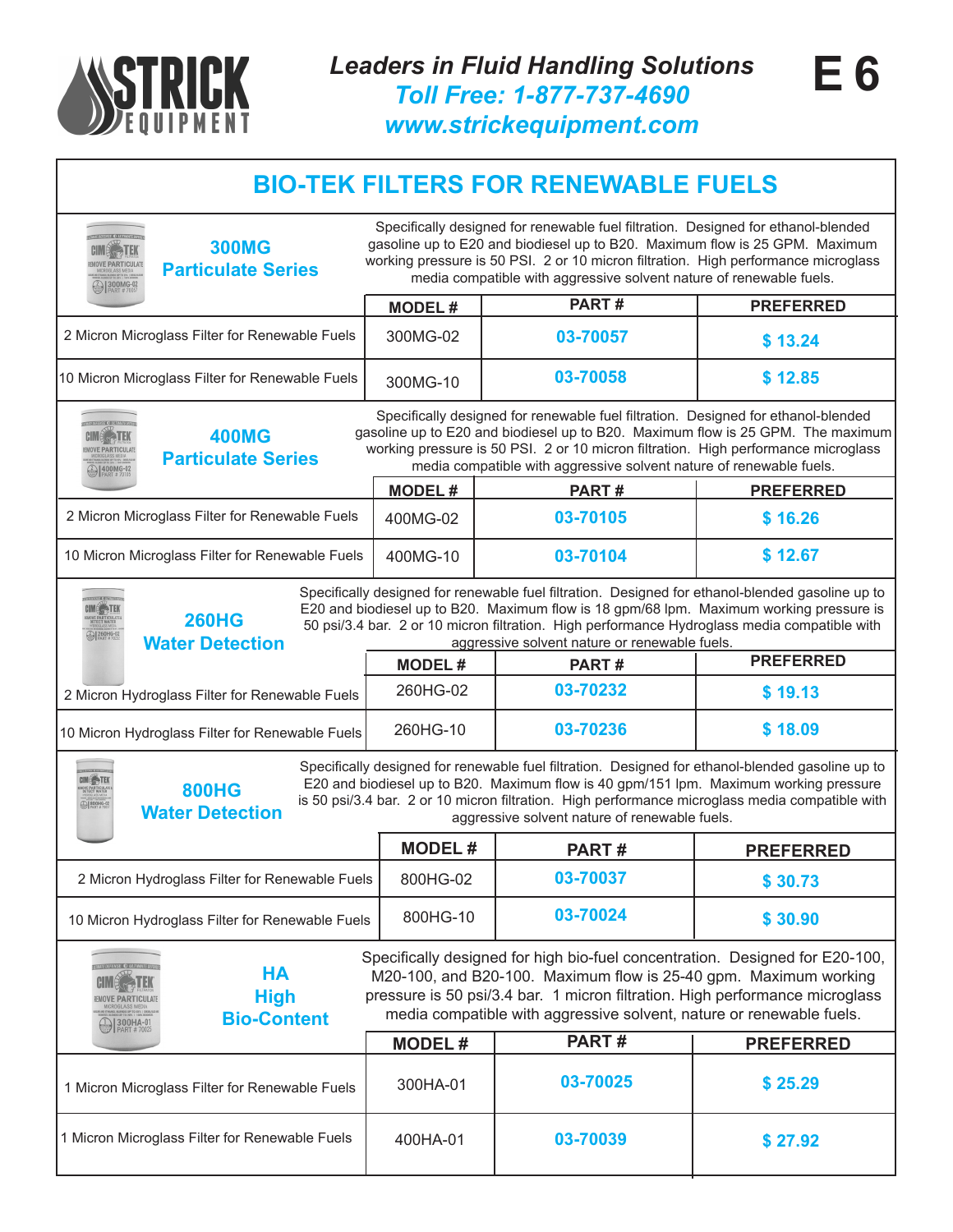**Leaders in Fluid Handling Solutions**
**Toll Free: 1-877-737-4690**
**www.strickequipment.com**

# BIO-TEK FILTERS FOR RENEWABLE FUELS

## 300MG Particulate Series

Specifically designed for renewable fuel filtration. Designed for ethanol-blended gasoline up to E20 and biodiesel up to B20. Maximum flow is 25 GPM. Maximum working pressure is 50 PSI. 2 or 10 micron filtration. High performance microglass media compatible with aggressive solvent nature of renewable fuels.

| | MODEL # | PART # | PREFERRED |
|---|---|---|---|
| 2 Micron Microglass Filter for Renewable Fuels | 300MG-02 | 03-70057 | $ 13.24 |
| 10 Micron Microglass Filter for Renewable Fuels | 300MG-10 | 03-70058 | $ 12.85 |

## 400MG Particulate Series

Specifically designed for renewable fuel filtration. Designed for ethanol-blended gasoline up to E20 and biodiesel up to B20. Maximum flow is 25 GPM. The maximum working pressure is 50 PSI. 2 or 10 micron filtration. High performance microglass media compatible with aggressive solvent nature of renewable fuels.

| | MODEL # | PART # | PREFERRED |
|---|---|---|---|
| 2 Micron Microglass Filter for Renewable Fuels | 400MG-02 | 03-70105 | $ 16.26 |
| 10 Micron Microglass Filter for Renewable Fuels | 400MG-10 | 03-70104 | $ 12.67 |

## 260HG Water Detection

Specifically designed for renewable fuel filtration. Designed for ethanol-blended gasoline up to E20 and biodiesel up to B20. Maximum flow is 18 gpm/68 lpm. Maximum working pressure is 50 psi/3.4 bar. 2 or 10 micron filtration. High performance Hydroglass media compatible with aggressive solvent nature or renewable fuels.

| | MODEL # | PART # | PREFERRED |
|---|---|---|---|
| 2 Micron Hydroglass Filter for Renewable Fuels | 260HG-02 | 03-70232 | $ 19.13 |
| 10 Micron Hydroglass Filter for Renewable Fuels | 260HG-10 | 03-70236 | $ 18.09 |

## 800HG Water Detection

Specifically designed for renewable fuel filtration. Designed for ethanol-blended gasoline up to E20 and biodiesel up to B20. Maximum flow is 40 gpm/151 lpm. Maximum working pressure is 50 psi/3.4 bar. 2 or 10 micron filtration. High performance microglass media compatible with aggressive solvent nature of renewable fuels.

| | MODEL # | PART # | PREFERRED |
|---|---|---|---|
| 2 Micron Hydroglass Filter for Renewable Fuels | 800HG-02 | 03-70037 | $ 30.73 |
| 10 Micron Hydroglass Filter for Renewable Fuels | 800HG-10 | 03-70024 | $ 30.90 |

## HA High Bio-Content

Specifically designed for high bio-fuel concentration. Designed for E20-100, M20-100, and B20-100. Maximum flow is 25-40 gpm. Maximum working pressure is 50 psi/3.4 bar. 1 micron filtration. High performance microglass media compatible with aggressive solvent, nature or renewable fuels.

| | MODEL # | PART # | PREFERRED |
|---|---|---|---|
| 1 Micron Microglass Filter for Renewable Fuels | 300HA-01 | 03-70025 | $ 25.29 |
| 1 Micron Microglass Filter for Renewable Fuels | 400HA-01 | 03-70039 | $ 27.92 |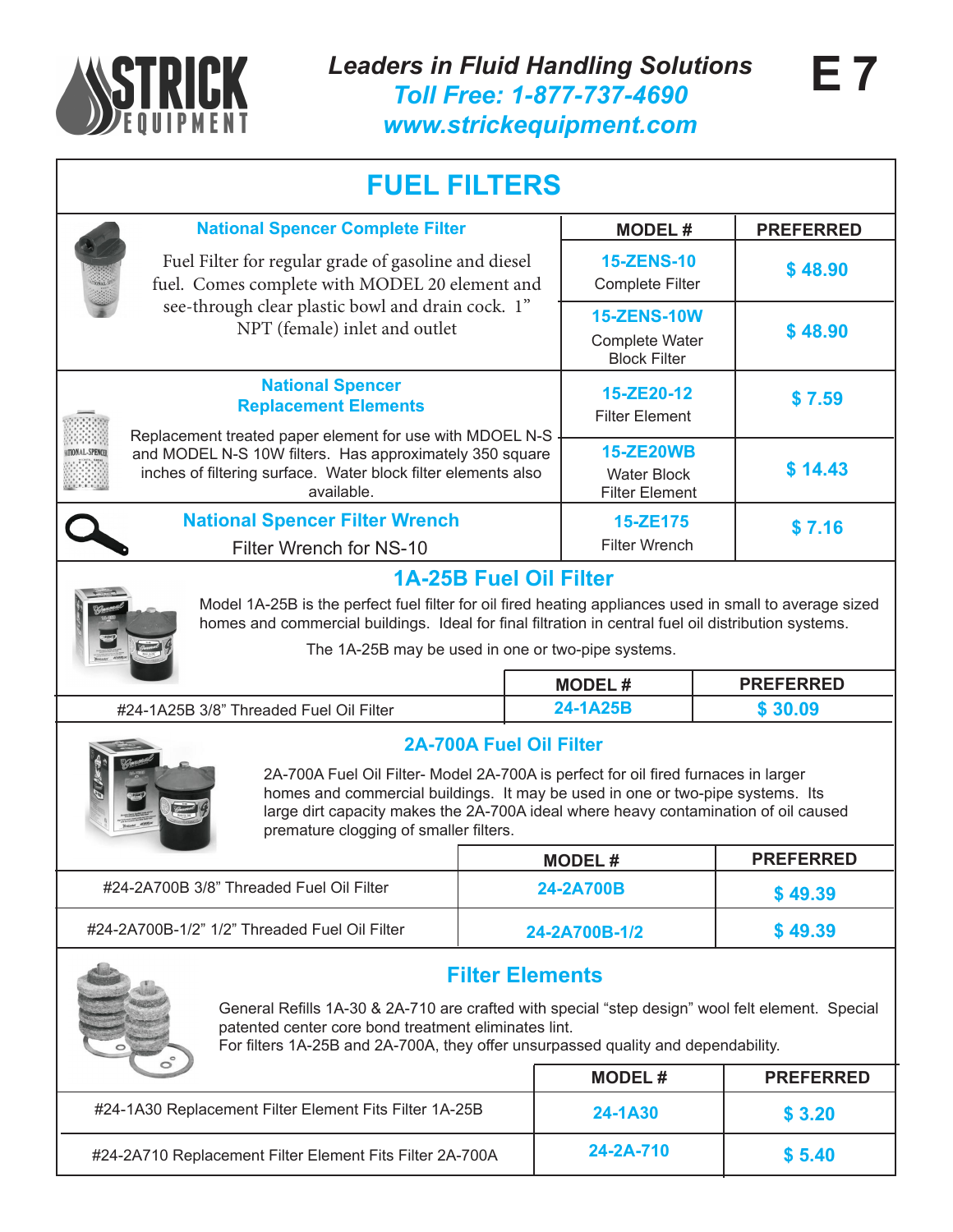# FUEL FILTERS

## National Spencer Complete Filter

Fuel Filter for regular grade of gasoline and diesel fuel. Comes complete with MODEL 20 element and see-through clear plastic bowl and drain cock. 1" NPT (female) inlet and outlet

| MODEL # | PREFERRED |
|---|---|
| **15-ZENS-10** Complete Filter | **$ 48.90** |
| **15-ZENS-10W** Complete Water Block Filter | **$ 48.90** |

## National Spencer Replacement Elements

Replacement treated paper element for use with MDOEL N-S and MODEL N-S 10W filters. Has approximately 350 square inches of filtering surface. Water block filter elements also available.

| MODEL # | PREFERRED |
|---|---|
| **15-ZE20-12** Filter Element | **$ 7.59** |
| **15-ZE20WB** Water Block Filter Element | **$ 14.43** |

## National Spencer Filter Wrench

Filter Wrench for NS-10

| MODEL # | PREFERRED |
|---|---|
| **15-ZE175** Filter Wrench | **$ 7.16** |

## 1A-25B Fuel Oil Filter

Model 1A-25B is the perfect fuel filter for oil fired heating appliances used in small to average sized homes and commercial buildings. Ideal for final filtration in central fuel oil distribution systems.

The 1A-25B may be used in one or two-pipe systems.

| | MODEL # | PREFERRED |
|---|---|---|
| #24-1A25B 3/8" Threaded Fuel Oil Filter | **24-1A25B** | **$ 30.09** |

## 2A-700A Fuel Oil Filter

2A-700A Fuel Oil Filter- Model 2A-700A is perfect for oil fired furnaces in larger homes and commercial buildings. It may be used in one or two-pipe systems. Its large dirt capacity makes the 2A-700A ideal where heavy contamination of oil caused premature clogging of smaller filters.

| | MODEL # | PREFERRED |
|---|---|---|
| #24-2A700B 3/8" Threaded Fuel Oil Filter | **24-2A700B** | **$ 49.39** |
| #24-2A700B-1/2" 1/2" Threaded Fuel Oil Filter | **24-2A700B-1/2** | **$ 49.39** |

## Filter Elements

General Refills 1A-30 & 2A-710 are crafted with special "step design" wool felt element. Special patented center core bond treatment eliminates lint.
For filters 1A-25B and 2A-700A, they offer unsurpassed quality and dependability.

| | MODEL # | PREFERRED |
|---|---|---|
| #24-1A30 Replacement Filter Element Fits Filter 1A-25B | **24-1A30** | **$ 3.20** |
| #24-2A710 Replacement Filter Element Fits Filter 2A-700A | **24-2A-710** | **$ 5.40** |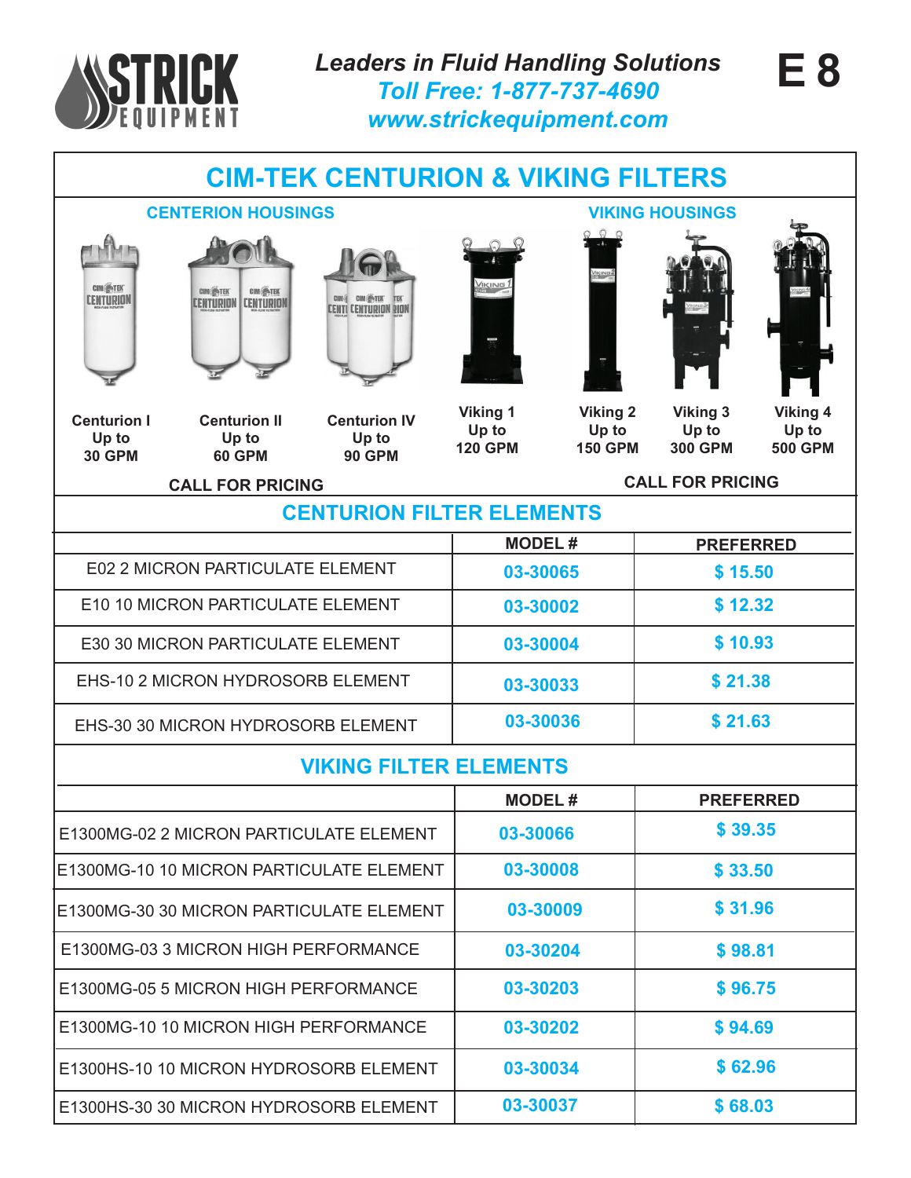STRICK EQUIPMENT

*Leaders in Fluid Handling Solutions*
*Toll Free: 1-877-737-4690*
*www.strickequipment.com*

E 8

# CIM-TEK CENTURION & VIKING FILTERS

## CENTERION HOUSINGS

**Centurion I**
**Up to**
**30 GPM**

**Centurion II**
**Up to**
**60 GPM**

**Centurion IV**
**Up to**
**90 GPM**

**CALL FOR PRICING**

## VIKING HOUSINGS

**Viking 1**
**Up to**
**120 GPM**

**Viking 2**
**Up to**
**150 GPM**

**Viking 3**
**Up to**
**300 GPM**

**Viking 4**
**Up to**
**500 GPM**

**CALL FOR PRICING**

## CENTURION FILTER ELEMENTS

| | MODEL # | PREFERRED |
|---|---|---|
| E02 2 MICRON PARTICULATE ELEMENT | 03-30065 | $ 15.50 |
| E10 10 MICRON PARTICULATE ELEMENT | 03-30002 | $ 12.32 |
| E30 30 MICRON PARTICULATE ELEMENT | 03-30004 | $ 10.93 |
| EHS-10 2 MICRON HYDROSORB ELEMENT | 03-30033 | $ 21.38 |
| EHS-30 30 MICRON HYDROSORB ELEMENT | 03-30036 | $ 21.63 |

## VIKING FILTER ELEMENTS

| | MODEL # | PREFERRED |
|---|---|---|
| E1300MG-02 2 MICRON PARTICULATE ELEMENT | 03-30066 | $ 39.35 |
| E1300MG-10 10 MICRON PARTICULATE ELEMENT | 03-30008 | $ 33.50 |
| E1300MG-30 30 MICRON PARTICULATE ELEMENT | 03-30009 | $ 31.96 |
| E1300MG-03 3 MICRON HIGH PERFORMANCE | 03-30204 | $ 98.81 |
| E1300MG-05 5 MICRON HIGH PERFORMANCE | 03-30203 | $ 96.75 |
| E1300MG-10 10 MICRON HIGH PERFORMANCE | 03-30202 | $ 94.69 |
| E1300HS-10 10 MICRON HYDROSORB ELEMENT | 03-30034 | $ 62.96 |
| E1300HS-30 30 MICRON HYDROSORB ELEMENT | 03-30037 | $ 68.03 |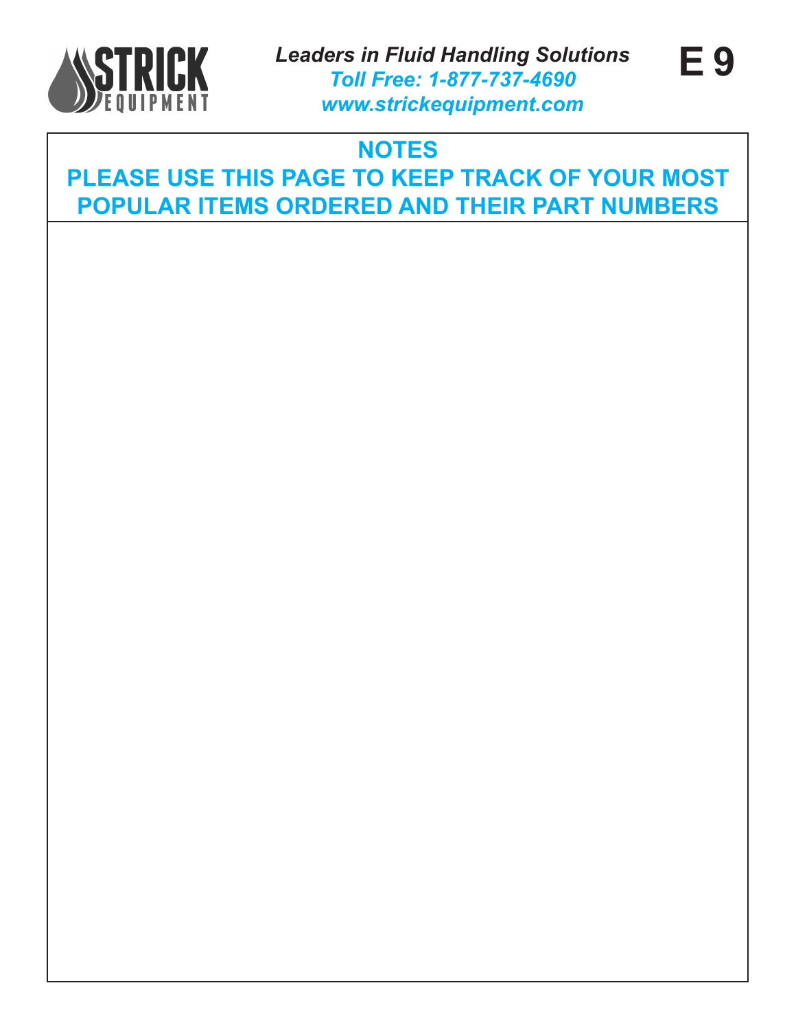# NOTES

## PLEASE USE THIS PAGE TO KEEP TRACK OF YOUR MOST POPULAR ITEMS ORDERED AND THEIR PART NUMBERS